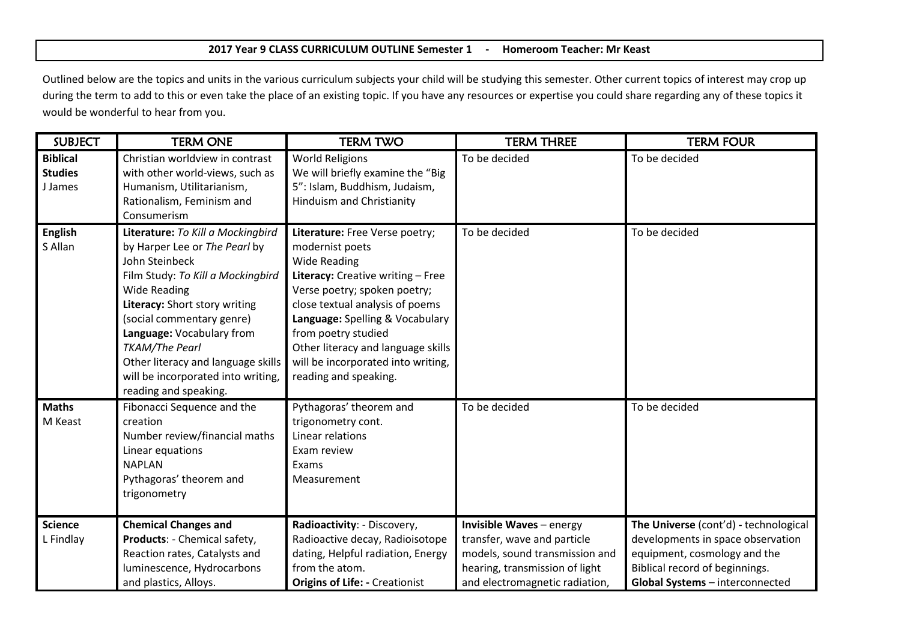**2017 Year 9 CLASS CURRICULUM OUTLINE Semester 1 - Homeroom Teacher: Mr Keast**

Outlined below are the topics and units in the various curriculum subjects your child will be studying this semester. Other current topics of interest may crop up during the term to add to this or even take the place of an existing topic. If you have any resources or expertise you could share regarding any of these topics it would be wonderful to hear from you.

| SUBJECT | TERM ONE | TERM TWO | TERM THREE | TERM FOUR |
|---|---|---|---|---|
| **Biblical Studies**<br>J James | Christian worldview in contrast with other world-views, such as Humanism, Utilitarianism, Rationalism, Feminism and Consumerism | World Religions<br>We will briefly examine the "Big 5": Islam, Buddhism, Judaism, Hinduism and Christianity | To be decided | To be decided |
| **English**<br>S Allan | **Literature:** *To Kill a Mockingbird* by Harper Lee or *The Pearl* by John Steinbeck<br>Film Study: *To Kill a Mockingbird*<br>Wide Reading<br>**Literacy:** Short story writing (social commentary genre)<br>**Language:** Vocabulary from *TKAM/The Pearl*<br>Other literacy and language skills will be incorporated into writing, reading and speaking. | **Literature:** Free Verse poetry; modernist poets<br>Wide Reading<br>**Literacy:** Creative writing – Free Verse poetry; spoken poetry; close textual analysis of poems<br>**Language:** Spelling & Vocabulary from poetry studied<br>Other literacy and language skills will be incorporated into writing, reading and speaking. | To be decided | To be decided |
| **Maths**<br>M Keast | Fibonacci Sequence and the creation<br>Number review/financial maths<br>Linear equations<br>NAPLAN<br>Pythagoras' theorem and trigonometry | Pythagoras' theorem and trigonometry cont.<br>Linear relations<br>Exam review<br>Exams<br>Measurement | To be decided | To be decided |
| **Science**<br>L Findlay | **Chemical Changes and Products**: - Chemical safety, Reaction rates, Catalysts and luminescence, Hydrocarbons and plastics, Alloys. | **Radioactivity**: - Discovery, Radioactive decay, Radioisotope dating, Helpful radiation, Energy from the atom.<br>**Origins of Life: -** Creationist | **Invisible Waves** – energy transfer, wave and particle models, sound transmission and hearing, transmission of light and electromagnetic radiation, | **The Universe** (cont'd) **-** technological developments in space observation equipment, cosmology and the Biblical record of beginnings.<br>**Global Systems** – interconnected |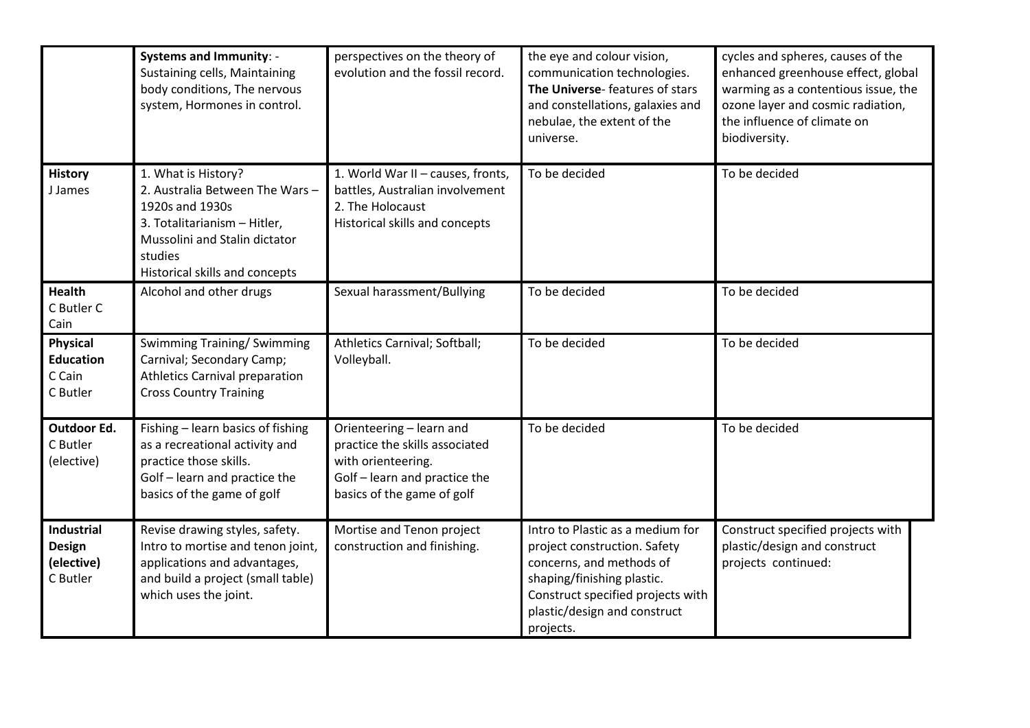| | | | | |
|---|---|---|---|---|
| | **Systems and Immunity**: - Sustaining cells, Maintaining body conditions, The nervous system, Hormones in control. | perspectives on the theory of evolution and the fossil record. | the eye and colour vision, communication technologies. **The Universe**- features of stars and constellations, galaxies and nebulae, the extent of the universe. | cycles and spheres, causes of the enhanced greenhouse effect, global warming as a contentious issue, the ozone layer and cosmic radiation, the influence of climate on biodiversity. |
| **History** J James | 1. What is History?<br>2. Australia Between The Wars – 1920s and 1930s<br>3. Totalitarianism – Hitler, Mussolini and Stalin dictator studies<br>Historical skills and concepts | 1. World War II – causes, fronts, battles, Australian involvement<br>2. The Holocaust<br>Historical skills and concepts | To be decided | To be decided |
| **Health** C Butler C Cain | Alcohol and other drugs | Sexual harassment/Bullying | To be decided | To be decided |
| **Physical Education** C Cain C Butler | Swimming Training/ Swimming Carnival; Secondary Camp; Athletics Carnival preparation Cross Country Training | Athletics Carnival; Softball; Volleyball. | To be decided | To be decided |
| **Outdoor Ed.** C Butler (elective) | Fishing – learn basics of fishing as a recreational activity and practice those skills.<br>Golf – learn and practice the basics of the game of golf | Orienteering – learn and practice the skills associated with orienteering.<br>Golf – learn and practice the basics of the game of golf | To be decided | To be decided |
| **Industrial Design (elective)** C Butler | Revise drawing styles, safety. Intro to mortise and tenon joint, applications and advantages, and build a project (small table) which uses the joint. | Mortise and Tenon project construction and finishing. | Intro to Plastic as a medium for project construction. Safety concerns, and methods of shaping/finishing plastic. Construct specified projects with plastic/design and construct projects. | Construct specified projects with plastic/design and construct projects continued: |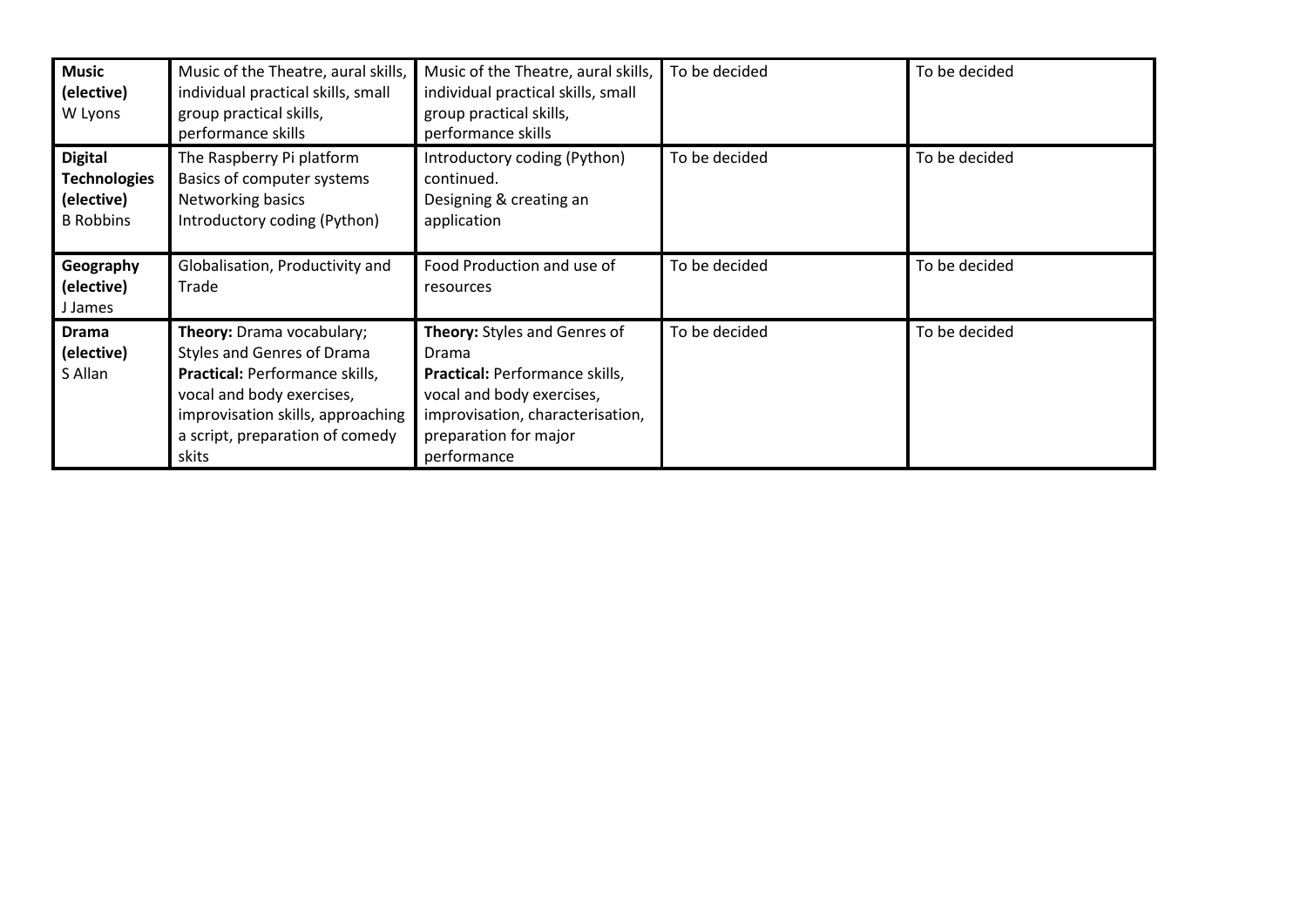| | | | | |
|---|---|---|---|---|
| **Music (elective)** W Lyons | Music of the Theatre, aural skills, individual practical skills, small group practical skills, performance skills | Music of the Theatre, aural skills, individual practical skills, small group practical skills, performance skills | To be decided | To be decided |
| **Digital Technologies (elective)** B Robbins | The Raspberry Pi platform<br>Basics of computer systems<br>Networking basics<br>Introductory coding (Python) | Introductory coding (Python) continued.<br>Designing & creating an application | To be decided | To be decided |
| **Geography (elective)** J James | Globalisation, Productivity and Trade | Food Production and use of resources | To be decided | To be decided |
| **Drama (elective)** S Allan | **Theory:** Drama vocabulary; Styles and Genres of Drama<br>**Practical:** Performance skills, vocal and body exercises, improvisation skills, approaching a script, preparation of comedy skits | **Theory:** Styles and Genres of Drama<br>**Practical:** Performance skills, vocal and body exercises, improvisation, characterisation, preparation for major performance | To be decided | To be decided |